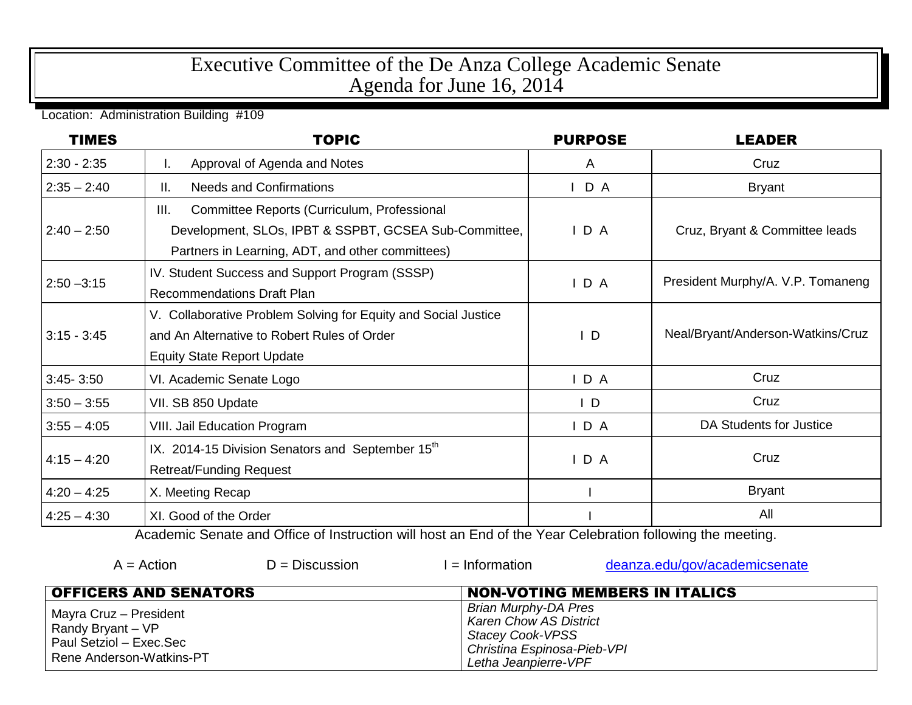# Executive Committee of the De Anza College Academic Senate
## Agenda for June 16, 2014

Location: Administration Building #109

| TIMES | TOPIC | PURPOSE | LEADER |
|---|---|---|---|
| 2:30 - 2:35 | I. Approval of Agenda and Notes | A | Cruz |
| 2:35 – 2:40 | II. Needs and Confirmations | I D A | Bryant |
| 2:40 – 2:50 | III. Committee Reports (Curriculum, Professional Development, SLOs, IPBT & SSPBT, GCSEA Sub-Committee, Partners in Learning, ADT, and other committees) | I D A | Cruz, Bryant & Committee leads |
| 2:50 –3:15 | IV. Student Success and Support Program (SSSP) Recommendations Draft Plan | I D A | President Murphy/A. V.P. Tomaneng |
| 3:15 - 3:45 | V. Collaborative Problem Solving for Equity and Social Justice and An Alternative to Robert Rules of Order<br>Equity State Report Update | I D | Neal/Bryant/Anderson-Watkins/Cruz |
| 3:45- 3:50 | VI. Academic Senate Logo | I D A | Cruz |
| 3:50 – 3:55 | VII. SB 850 Update | I D | Cruz |
| 3:55 – 4:05 | VIII. Jail Education Program | I D A | DA Students for Justice |
| 4:15 – 4:20 | IX. 2014-15 Division Senators and September 15th Retreat/Funding Request | I D A | Cruz |
| 4:20 – 4:25 | X. Meeting Recap | I | Bryant |
| 4:25 – 4:30 | XI. Good of the Order | I | All |

Academic Senate and Office of Instruction will host an End of the Year Celebration following the meeting.

A = Action D = Discussion I = Information deanza.edu/gov/academicsenate

| OFFICERS AND SENATORS | NON-VOTING MEMBERS IN ITALICS |
|---|---|
| Mayra Cruz – President<br>Randy Bryant – VP<br>Paul Setziol – Exec.Sec<br>Rene Anderson-Watkins-PT | *Brian Murphy-DA Pres*<br>*Karen Chow AS District*<br>*Stacey Cook-VPSS*<br>*Christina Espinosa-Pieb-VPI*<br>*Letha Jeanpierre-VPF* |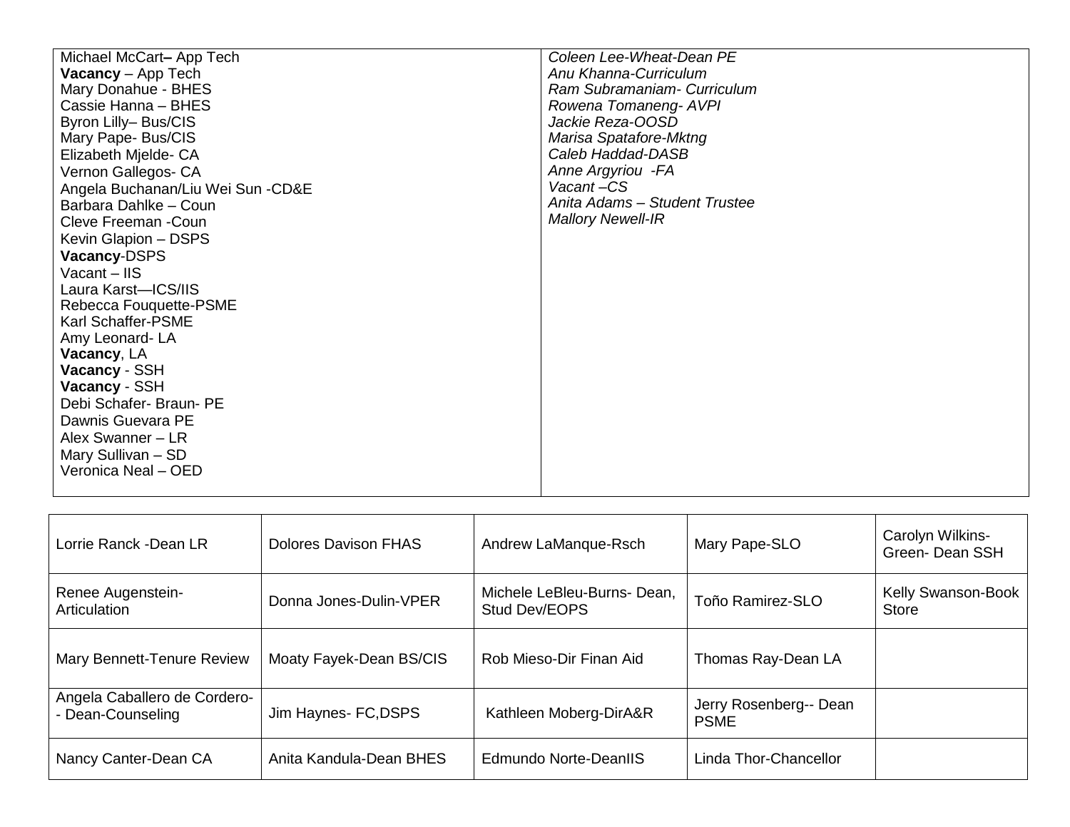| | |
|---|---|
| Michael McCart**–** App Tech<br>**Vacancy** – App Tech<br>Mary Donahue - BHES<br>Cassie Hanna – BHES<br>Byron Lilly– Bus/CIS<br>Mary Pape- Bus/CIS<br>Elizabeth Mjelde- CA<br>Vernon Gallegos- CA<br>Angela Buchanan/Liu Wei Sun -CD&E<br>Barbara Dahlke – Coun<br>Cleve Freeman -Coun<br>Kevin Glapion – DSPS<br>**Vacancy**-DSPS<br>Vacant – IIS<br>Laura Karst—ICS/IIS<br>Rebecca Fouquette-PSME<br>Karl Schaffer-PSME<br>Amy Leonard- LA<br>**Vacancy**, LA<br>**Vacancy** - SSH<br>**Vacancy** - SSH<br>Debi Schafer- Braun- PE<br>Dawnis Guevara PE<br>Alex Swanner – LR<br>Mary Sullivan – SD<br>Veronica Neal – OED | *Coleen Lee-Wheat-Dean PE*<br>*Anu Khanna-Curriculum*<br>*Ram Subramaniam- Curriculum*<br>*Rowena Tomaneng- AVPI*<br>*Jackie Reza-OOSD*<br>*Marisa Spatafore-Mktng*<br>*Caleb Haddad-DASB*<br>*Anne Argyriou -FA*<br>*Vacant –CS*<br>*Anita Adams – Student Trustee*<br>*Mallory Newell-IR* |

| | | | | |
|---|---|---|---|---|
| Lorrie Ranck -Dean LR | Dolores Davison FHAS | Andrew LaManque-Rsch | Mary Pape-SLO | Carolyn Wilkins-Green- Dean SSH |
| Renee Augenstein-Articulation | Donna Jones-Dulin-VPER | Michele LeBleu-Burns- Dean, Stud Dev/EOPS | Toño Ramirez-SLO | Kelly Swanson-Book Store |
| Mary Bennett-Tenure Review | Moaty Fayek-Dean BS/CIS | Rob Mieso-Dir Finan Aid | Thomas Ray-Dean LA | |
| Angela Caballero de Cordero--Dean-Counseling | Jim Haynes- FC,DSPS | Kathleen Moberg-DirA&R | Jerry Rosenberg-- Dean PSME | |
| Nancy Canter-Dean CA | Anita Kandula-Dean BHES | Edmundo Norte-DeanIIS | Linda Thor-Chancellor | |